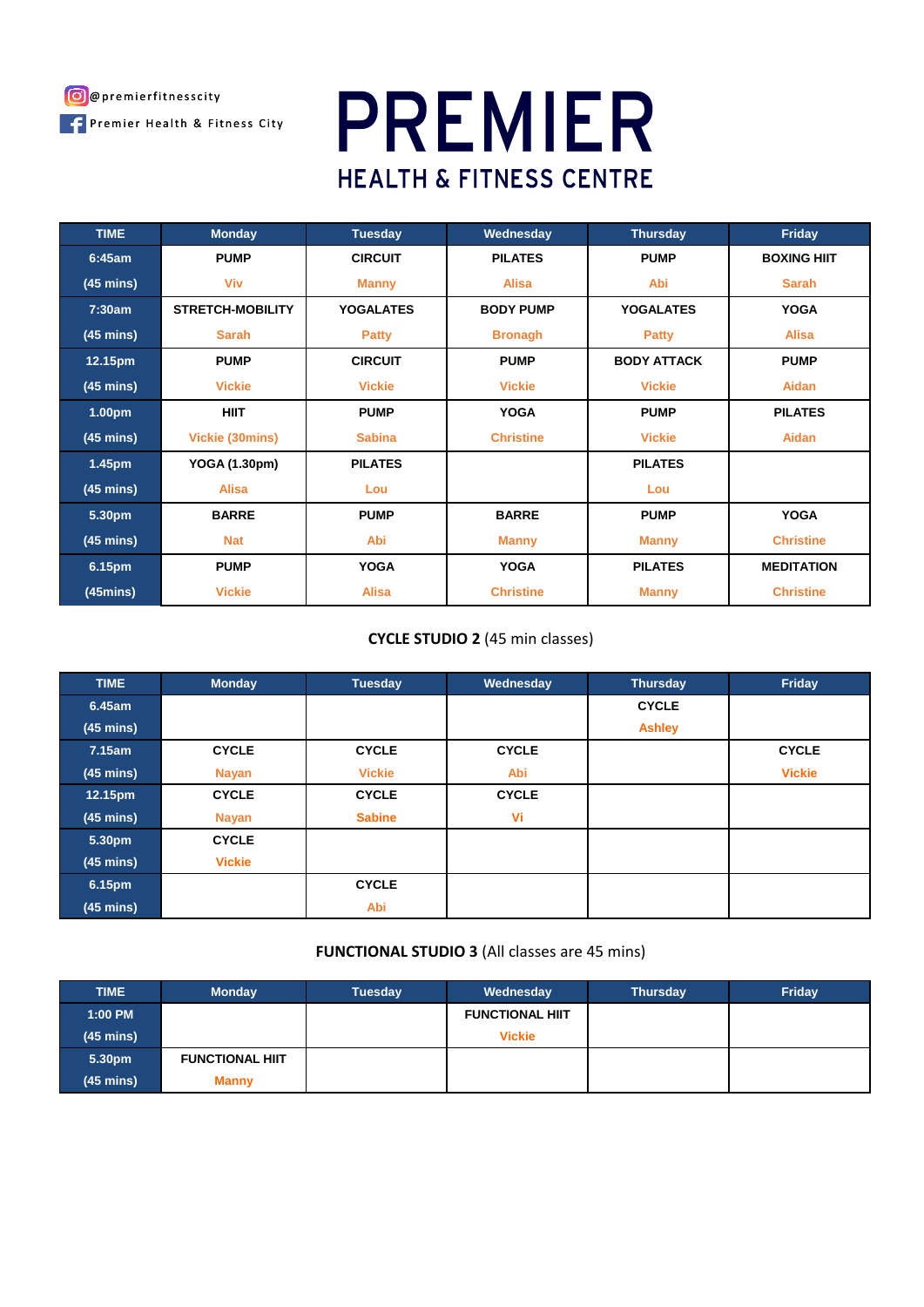@premierfitnesscity

Premier Health & Fitness City

# PREMIER
## HEALTH & FITNESS CENTRE

| TIME | Monday | Tuesday | Wednesday | Thursday | Friday |
|---|---|---|---|---|---|
| 6:45am (45 mins) | PUMP Viv | CIRCUIT Manny | PILATES Alisa | PUMP Abi | BOXING HIIT Sarah |
| 7:30am (45 mins) | STRETCH-MOBILITY Sarah | YOGALATES Patty | BODY PUMP Bronagh | YOGALATES Patty | YOGA Alisa |
| 12.15pm (45 mins) | PUMP Vickie | CIRCUIT Vickie | PUMP Vickie | BODY ATTACK Vickie | PUMP Aidan |
| 1.00pm (45 mins) | HIIT Vickie (30mins) | PUMP Sabina | YOGA Christine | PUMP Vickie | PILATES Aidan |
| 1.45pm (45 mins) | YOGA (1.30pm) Alisa | PILATES Lou | | PILATES Lou | |
| 5.30pm (45 mins) | BARRE Nat | PUMP Abi | BARRE Manny | PUMP Manny | YOGA Christine |
| 6.15pm (45mins) | PUMP Vickie | YOGA Alisa | YOGA Christine | PILATES Manny | MEDITATION Christine |

**CYCLE STUDIO 2** (45 min classes)

| TIME | Monday | Tuesday | Wednesday | Thursday | Friday |
|---|---|---|---|---|---|
| 6.45am (45 mins) | | | | CYCLE Ashley | |
| 7.15am (45 mins) | CYCLE Nayan | CYCLE Vickie | CYCLE Abi | | CYCLE Vickie |
| 12.15pm (45 mins) | CYCLE Nayan | CYCLE Sabine | CYCLE Vi | | |
| 5.30pm (45 mins) | CYCLE Vickie | | | | |
| 6.15pm (45 mins) | | CYCLE Abi | | | |

**FUNCTIONAL STUDIO 3** (All classes are 45 mins)

| TIME | Monday | Tuesday | Wednesday | Thursday | Friday |
|---|---|---|---|---|---|
| 1:00 PM (45 mins) | | | FUNCTIONAL HIIT Vickie | | |
| 5.30pm (45 mins) | FUNCTIONAL HIIT Manny | | | | |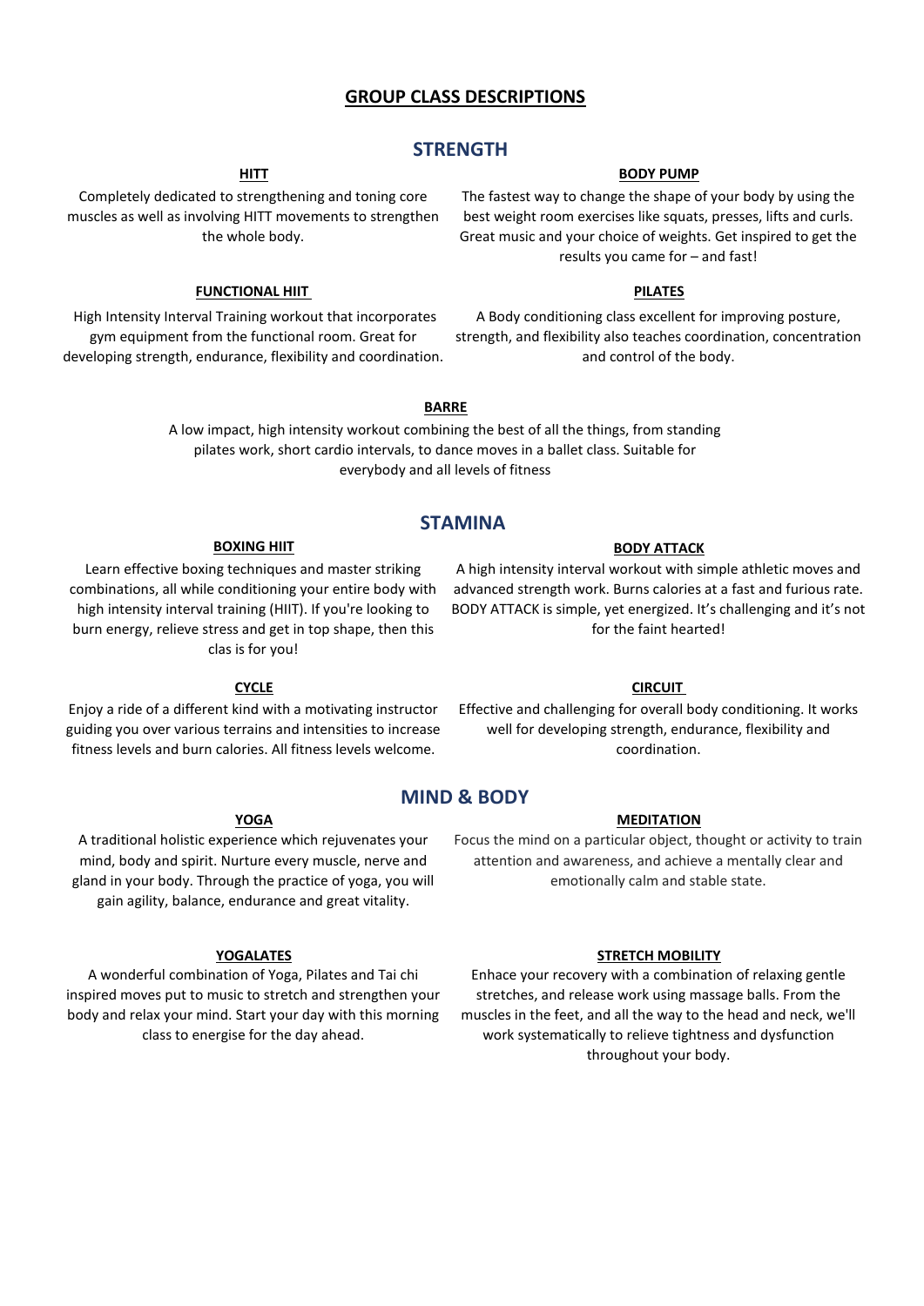# GROUP CLASS DESCRIPTIONS

## STRENGTH

### HITT

Completely dedicated to strengthening and toning core muscles as well as involving HITT movements to strengthen the whole body.

### BODY PUMP

The fastest way to change the shape of your body by using the best weight room exercises like squats, presses, lifts and curls. Great music and your choice of weights. Get inspired to get the results you came for – and fast!

### FUNCTIONAL HIIT

High Intensity Interval Training workout that incorporates gym equipment from the functional room. Great for developing strength, endurance, flexibility and coordination.

### PILATES

A Body conditioning class excellent for improving posture, strength, and flexibility also teaches coordination, concentration and control of the body.

### BARRE

A low impact, high intensity workout combining the best of all the things, from standing pilates work, short cardio intervals, to dance moves in a ballet class. Suitable for everybody and all levels of fitness

## STAMINA

### BOXING HIIT

Learn effective boxing techniques and master striking combinations, all while conditioning your entire body with high intensity interval training (HIIT). If you're looking to burn energy, relieve stress and get in top shape, then this clas is for you!

### BODY ATTACK

A high intensity interval workout with simple athletic moves and advanced strength work. Burns calories at a fast and furious rate. BODY ATTACK is simple, yet energized. It's challenging and it's not for the faint hearted!

### CYCLE

Enjoy a ride of a different kind with a motivating instructor guiding you over various terrains and intensities to increase fitness levels and burn calories. All fitness levels welcome.

### CIRCUIT

Effective and challenging for overall body conditioning. It works well for developing strength, endurance, flexibility and coordination.

## MIND & BODY

### YOGA

A traditional holistic experience which rejuvenates your mind, body and spirit. Nurture every muscle, nerve and gland in your body. Through the practice of yoga, you will gain agility, balance, endurance and great vitality.

### MEDITATION

Focus the mind on a particular object, thought or activity to train attention and awareness, and achieve a mentally clear and emotionally calm and stable state.

### YOGALATES

A wonderful combination of Yoga, Pilates and Tai chi inspired moves put to music to stretch and strengthen your body and relax your mind. Start your day with this morning class to energise for the day ahead.

### STRETCH MOBILITY

Enhace your recovery with a combination of relaxing gentle stretches, and release work using massage balls. From the muscles in the feet, and all the way to the head and neck, we'll work systematically to relieve tightness and dysfunction throughout your body.